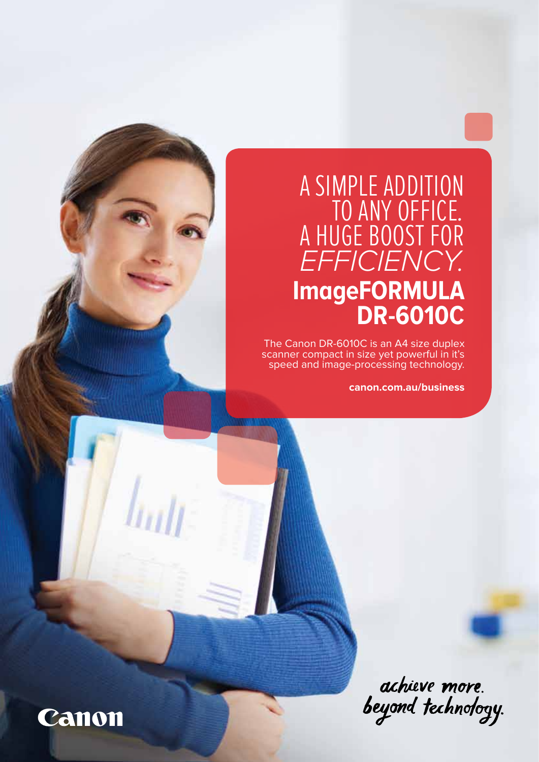# A SIMPLE ADDITION TO ANY OFFICE. A HUGE BOOST FOR *EFFICIENCY.*

## ImageFORMULA DR-6010C

The Canon DR-6010C is an A4 size duplex scanner compact in size yet powerful in it's speed and image-processing technology.

**canon.com.au/business**

achieve more.
beyond technology.

Canon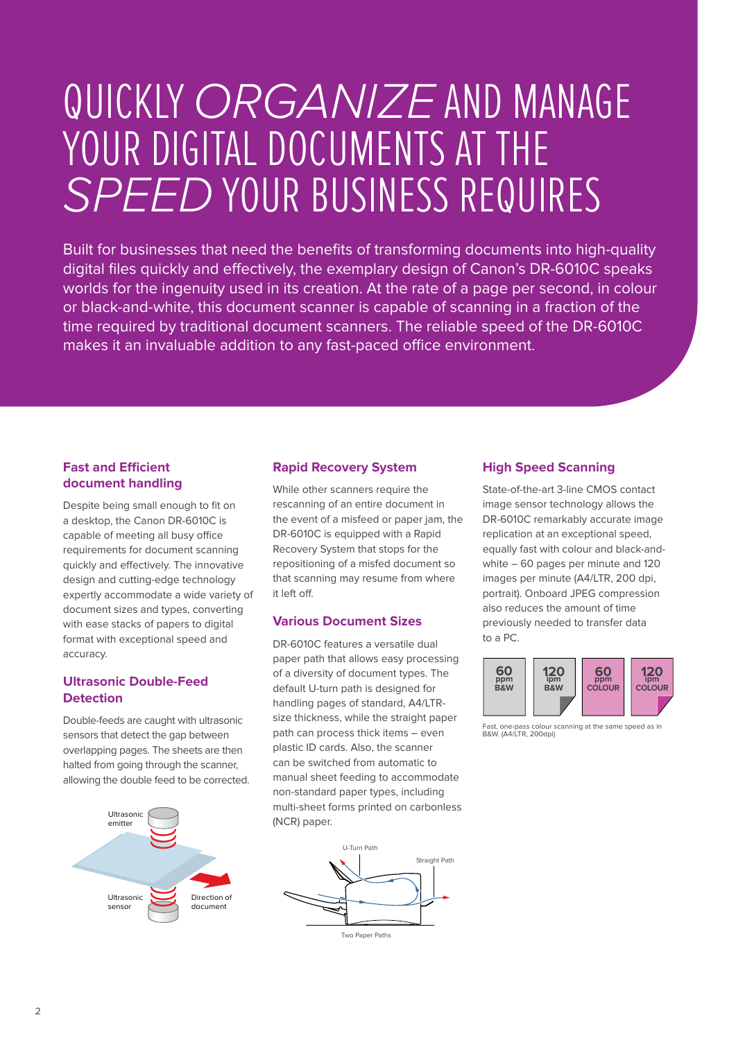# QUICKLY *ORGANIZE* AND MANAGE YOUR DIGITAL DOCUMENTS AT THE *SPEED* YOUR BUSINESS REQUIRES

Built for businesses that need the benefits of transforming documents into high-quality digital files quickly and effectively, the exemplary design of Canon's DR-6010C speaks worlds for the ingenuity used in its creation. At the rate of a page per second, in colour or black-and-white, this document scanner is capable of scanning in a fraction of the time required by traditional document scanners. The reliable speed of the DR-6010C makes it an invaluable addition to any fast-paced office environment.

## Fast and Efficient document handling

Despite being small enough to fit on a desktop, the Canon DR-6010C is capable of meeting all busy office requirements for document scanning quickly and effectively. The innovative design and cutting-edge technology expertly accommodate a wide variety of document sizes and types, converting with ease stacks of papers to digital format with exceptional speed and accuracy.

## Ultrasonic Double-Feed Detection

Double-feeds are caught with ultrasonic sensors that detect the gap between overlapping pages. The sheets are then halted from going through the scanner, allowing the double feed to be corrected.

Ultrasonic emitter
Ultrasonic sensor
Direction of document

## Rapid Recovery System

While other scanners require the rescanning of an entire document in the event of a misfeed or paper jam, the DR-6010C is equipped with a Rapid Recovery System that stops for the repositioning of a misfed document so that scanning may resume from where it left off.

## Various Document Sizes

DR-6010C features a versatile dual paper path that allows easy processing of a diversity of document types. The default U-turn path is designed for handling pages of standard, A4/LTR-size thickness, while the straight paper path can process thick items – even plastic ID cards. Also, the scanner can be switched from automatic to manual sheet feeding to accommodate non-standard paper types, including multi-sheet forms printed on carbonless (NCR) paper.

U-Turn Path
Straight Path

Two Paper Paths

## High Speed Scanning

State-of-the-art 3-line CMOS contact image sensor technology allows the DR-6010C remarkably accurate image replication at an exceptional speed, equally fast with colour and black-and-white – 60 pages per minute and 120 images per minute (A4/LTR, 200 dpi, portrait). Onboard JPEG compression also reduces the amount of time previously needed to transfer data to a PC.

60 ppm B&W | 120 ipm B&W | 60 ppm COLOUR | 120 ipm COLOUR

Fast, one-pass colour scanning at the same speed as in B&W. (A4/LTR, 200dpi)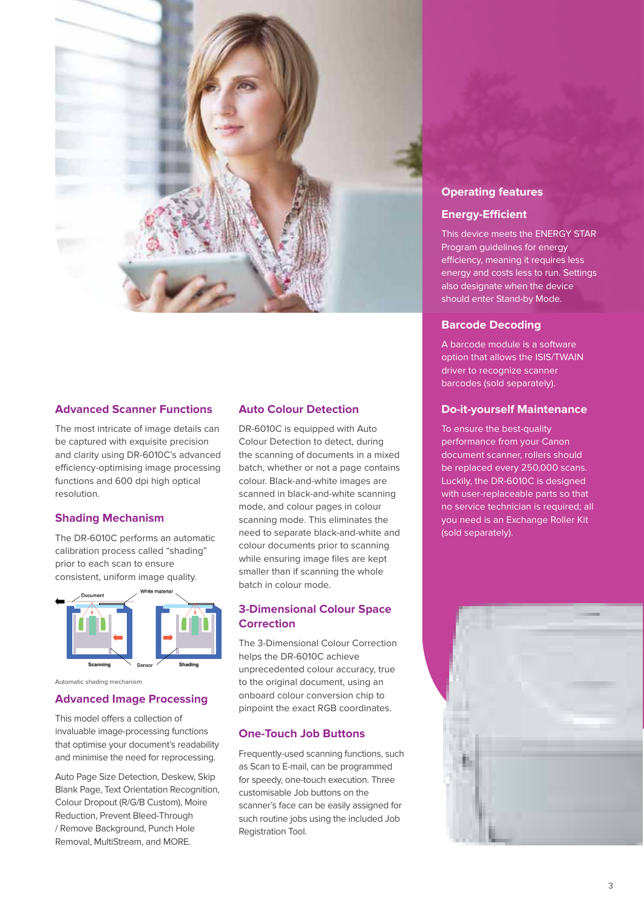## Advanced Scanner Functions

The most intricate of image details can be captured with exquisite precision and clarity using DR-6010C's advanced efficiency-optimising image processing functions and 600 dpi high optical resolution.

## Shading Mechanism

The DR-6010C performs an automatic calibration process called "shading" prior to each scan to ensure consistent, uniform image quality.

Automatic shading mechanism

## Advanced Image Processing

This model offers a collection of invaluable image-processing functions that optimise your document's readability and minimise the need for reprocessing.

Auto Page Size Detection, Deskew, Skip Blank Page, Text Orientation Recognition, Colour Dropout (R/G/B Custom), Moire Reduction, Prevent Bleed-Through / Remove Background, Punch Hole Removal, MultiStream, and MORE.

## Auto Colour Detection

DR-6010C is equipped with Auto Colour Detection to detect, during the scanning of documents in a mixed batch, whether or not a page contains colour. Black-and-white images are scanned in black-and-white scanning mode, and colour pages in colour scanning mode. This eliminates the need to separate black-and-white and colour documents prior to scanning while ensuring image files are kept smaller than if scanning the whole batch in colour mode.

## 3-Dimensional Colour Space Correction

The 3-Dimensional Colour Correction helps the DR-6010C achieve unprecedented colour accuracy, true to the original document, using an onboard colour conversion chip to pinpoint the exact RGB coordinates.

## One-Touch Job Buttons

Frequently-used scanning functions, such as Scan to E-mail, can be programmed for speedy, one-touch execution. Three customisable Job buttons on the scanner's face can be easily assigned for such routine jobs using the included Job Registration Tool.

# Operating features

## Energy-Efficient

This device meets the ENERGY STAR Program guidelines for energy efficiency, meaning it requires less energy and costs less to run. Settings also designate when the device should enter Stand-by Mode.

## Barcode Decoding

A barcode module is a software option that allows the ISIS/TWAIN driver to recognize scanner barcodes (sold separately).

## Do-it-yourself Maintenance

To ensure the best-quality performance from your Canon document scanner, rollers should be replaced every 250,000 scans. Luckily, the DR-6010C is designed with user-replaceable parts so that no service technician is required; all you need is an Exchange Roller Kit (sold separately).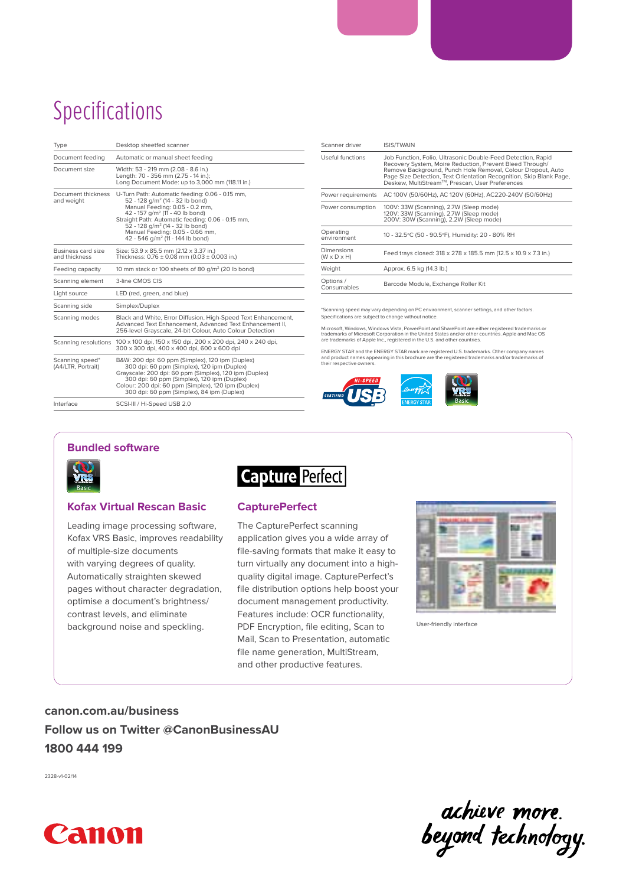# Specifications

| | |
|---|---|
| Type | Desktop sheetfed scanner |
| Document feeding | Automatic or manual sheet feeding |
| Document size | Width: 53 - 219 mm (2.08 - 8.6 in.)<br>Length: 70 - 356 mm (2.75 - 14 in.);<br>Long Document Mode: up to 3,000 mm (118.11 in.) |
| Document thickness and weight | U-Turn Path: Automatic feeding: 0.06 - 0.15 mm,<br>52 - 128 g/m² (14 - 32 lb bond)<br>Manual Feeding: 0.05 - 0.2 mm,<br>42 - 157 g/m² (11 - 40 lb bond)<br>Straight Path: Automatic feeding: 0.06 - 0.15 mm,<br>52 - 128 g/m² (14 - 32 lb bond)<br>Manual Feeding: 0.05 - 0.66 mm,<br>42 - 546 g/m² (11 - 144 lb bond) |
| Business card size and thickness | Size: 53.9 x 85.5 mm (2.12 x 3.37 in.)<br>Thickness: 0.76 ± 0.08 mm (0.03 ± 0.003 in.) |
| Feeding capacity | 10 mm stack or 100 sheets of 80 g/m² (20 lb bond) |
| Scanning element | 3-line CMOS CIS |
| Light source | LED (red, green, and blue) |
| Scanning side | Simplex/Duplex |
| Scanning modes | Black and White, Error Diffusion, High-Speed Text Enhancement, Advanced Text Enhancement, Advanced Text Enhancement II, 256-level Grayscale, 24-bit Colour, Auto Colour Detection |
| Scanning resolutions | 100 x 100 dpi, 150 x 150 dpi, 200 x 200 dpi, 240 x 240 dpi, 300 x 300 dpi, 400 x 400 dpi, 600 x 600 dpi |
| Scanning speed* (A4/LTR, Portrait) | B&W: 200 dpi: 60 ppm (Simplex), 120 ipm (Duplex)<br>300 dpi: 60 ppm (Simplex), 120 ipm (Duplex)<br>Grayscale: 200 dpi: 60 ppm (Simplex), 120 ipm (Duplex)<br>300 dpi: 60 ppm (Simplex), 120 ipm (Duplex)<br>Colour: 200 dpi: 60 ppm (Simplex), 120 ipm (Duplex)<br>300 dpi: 60 ppm (Simplex), 84 ipm (Duplex) |
| Interface | SCSI-III / Hi-Speed USB 2.0 |
| Scanner driver | ISIS/TWAIN |
| Useful functions | Job Function, Folio, Ultrasonic Double-Feed Detection, Rapid Recovery System, Moire Reduction, Prevent Bleed Through/ Remove Background, Punch Hole Removal, Colour Dropout, Auto Page Size Detection, Text Orientation Recognition, Skip Blank Page, Deskew, MultiStream™, Prescan, User Preferences |
| Power requirements | AC 100V (50/60Hz), AC 120V (60Hz), AC220-240V (50/60Hz) |
| Power consumption | 100V: 33W (Scanning), 2.7W (Sleep mode)<br>120V: 33W (Scanning), 2.7W (Sleep mode)<br>200V: 30W (Scanning), 2.2W (Sleep mode) |
| Operating environment | 10 - 32.5°C (50 - 90.5°F), Humidity: 20 - 80% RH |
| Dimensions (W x D x H) | Feed trays closed: 318 x 278 x 185.5 mm (12.5 x 10.9 x 7.3 in.) |
| Weight | Approx. 6.5 kg (14.3 lb.) |
| Options / Consumables | Barcode Module, Exchange Roller Kit |

*Scanning speed may vary depending on PC environment, scanner settings, and other factors.
Specifications are subject to change without notice.

Microsoft, Windows, Windows Vista, PowerPoint and SharePoint are either registered trademarks or trademarks of Microsoft Corporation in the United States and/or other countries. Apple and Mac OS are trademarks of Apple Inc., registered in the U.S. and other countries.

ENERGY STAR and the ENERGY STAR mark are registered U.S. trademarks. Other company names and product names appearing in this brochure are the registered trademarks and/or trademarks of their respective owners.

## Bundled software

### Kofax Virtual Rescan Basic

Leading image processing software, Kofax VRS Basic, improves readability of multiple-size documents with varying degrees of quality. Automatically straighten skewed pages without character degradation, optimise a document's brightness/ contrast levels, and eliminate background noise and speckling.

### CapturePerfect

The CapturePerfect scanning application gives you a wide array of file-saving formats that make it easy to turn virtually any document into a high-quality digital image. CapturePerfect's file distribution options help boost your document management productivity. Features include: OCR functionality, PDF Encryption, file editing, Scan to Mail, Scan to Presentation, automatic file name generation, MultiStream, and other productive features.

User-friendly interface

**canon.com.au/business**
**Follow us on Twitter @CanonBusinessAU**
**1800 444 199**

2328-v1-02/14

achieve more. beyond technology.